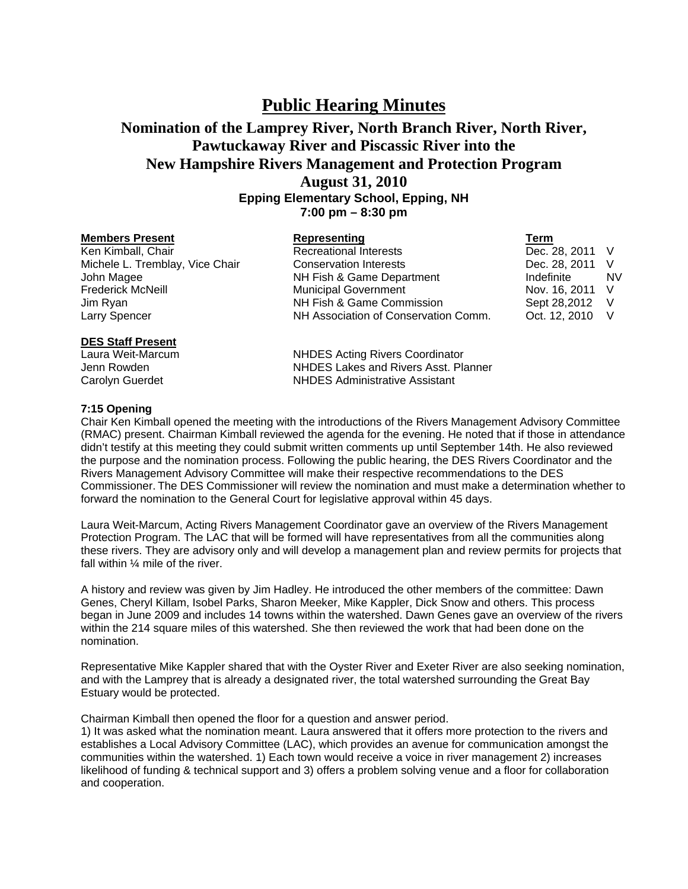# Public Hearing Minutes

## Nomination of the Lamprey River, North Branch River, North River, Pawtuckaway River and Piscassic River into the New Hampshire Rivers Management and Protection Program

## August 31, 2010

### Epping Elementary School, Epping, NH

### 7:00 pm – 8:30 pm

| **Members Present** | **Representing** | **Term** | |
|---|---|---|---|
| Ken Kimball, Chair | Recreational Interests | Dec. 28, 2011 | V |
| Michele L. Tremblay, Vice Chair | Conservation Interests | Dec. 28, 2011 | V |
| John Magee | NH Fish & Game Department | Indefinite | NV |
| Frederick McNeill | Municipal Government | Nov. 16, 2011 | V |
| Jim Ryan | NH Fish & Game Commission | Sept 28,2012 | V |
| Larry Spencer | NH Association of Conservation Comm. | Oct. 12, 2010 | V |

| **DES Staff Present** | |
|---|---|
| Laura Weit-Marcum | NHDES Acting Rivers Coordinator |
| Jenn Rowden | NHDES Lakes and Rivers Asst. Planner |
| Carolyn Guerdet | NHDES Administrative Assistant |

**7:15 Opening**

Chair Ken Kimball opened the meeting with the introductions of the Rivers Management Advisory Committee (RMAC) present. Chairman Kimball reviewed the agenda for the evening. He noted that if those in attendance didn't testify at this meeting they could submit written comments up until September 14th. He also reviewed the purpose and the nomination process. Following the public hearing, the DES Rivers Coordinator and the Rivers Management Advisory Committee will make their respective recommendations to the DES Commissioner. The DES Commissioner will review the nomination and must make a determination whether to forward the nomination to the General Court for legislative approval within 45 days.

Laura Weit-Marcum, Acting Rivers Management Coordinator gave an overview of the Rivers Management Protection Program. The LAC that will be formed will have representatives from all the communities along these rivers. They are advisory only and will develop a management plan and review permits for projects that fall within ¼ mile of the river.

A history and review was given by Jim Hadley. He introduced the other members of the committee: Dawn Genes, Cheryl Killam, Isobel Parks, Sharon Meeker, Mike Kappler, Dick Snow and others. This process began in June 2009 and includes 14 towns within the watershed. Dawn Genes gave an overview of the rivers within the 214 square miles of this watershed. She then reviewed the work that had been done on the nomination.

Representative Mike Kappler shared that with the Oyster River and Exeter River are also seeking nomination, and with the Lamprey that is already a designated river, the total watershed surrounding the Great Bay Estuary would be protected.

Chairman Kimball then opened the floor for a question and answer period.

1) It was asked what the nomination meant. Laura answered that it offers more protection to the rivers and establishes a Local Advisory Committee (LAC), which provides an avenue for communication amongst the communities within the watershed. 1) Each town would receive a voice in river management 2) increases likelihood of funding & technical support and 3) offers a problem solving venue and a floor for collaboration and cooperation.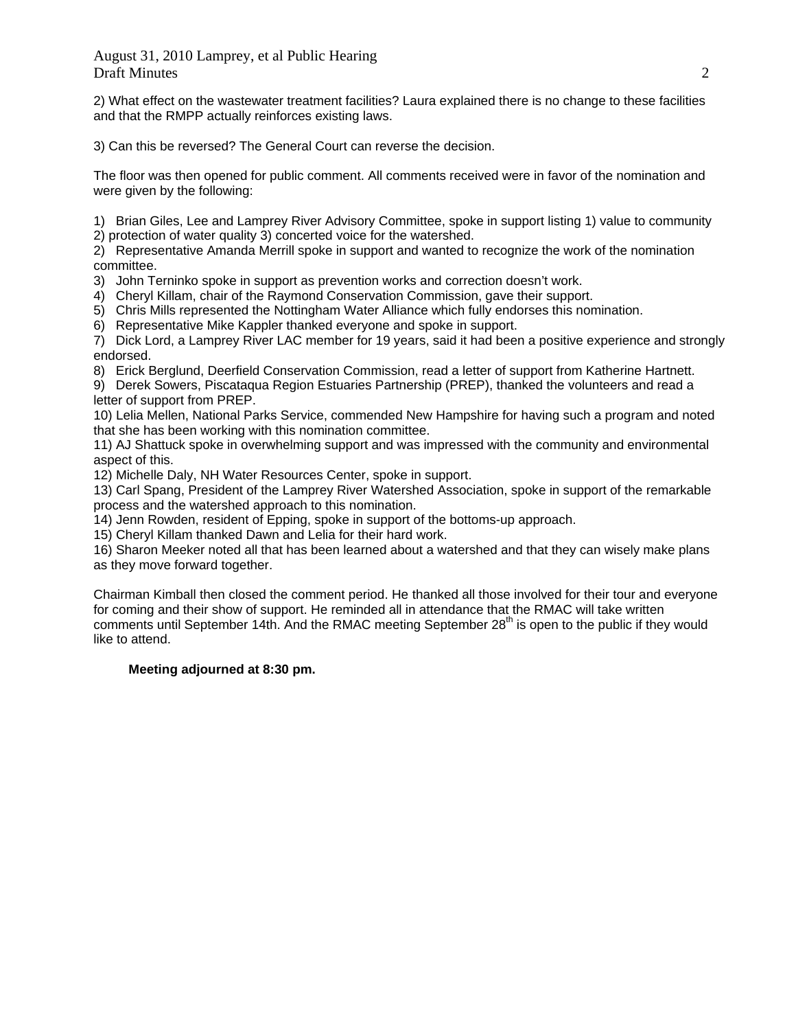2) What effect on the wastewater treatment facilities? Laura explained there is no change to these facilities and that the RMPP actually reinforces existing laws.

3) Can this be reversed? The General Court can reverse the decision.

The floor was then opened for public comment. All comments received were in favor of the nomination and were given by the following:

1) Brian Giles, Lee and Lamprey River Advisory Committee, spoke in support listing 1) value to community 2) protection of water quality 3) concerted voice for the watershed.
2) Representative Amanda Merrill spoke in support and wanted to recognize the work of the nomination committee.
3) John Terninko spoke in support as prevention works and correction doesn't work.
4) Cheryl Killam, chair of the Raymond Conservation Commission, gave their support.
5) Chris Mills represented the Nottingham Water Alliance which fully endorses this nomination.
6) Representative Mike Kappler thanked everyone and spoke in support.
7) Dick Lord, a Lamprey River LAC member for 19 years, said it had been a positive experience and strongly endorsed.
8) Erick Berglund, Deerfield Conservation Commission, read a letter of support from Katherine Hartnett.
9) Derek Sowers, Piscataqua Region Estuaries Partnership (PREP), thanked the volunteers and read a letter of support from PREP.
10) Lelia Mellen, National Parks Service, commended New Hampshire for having such a program and noted that she has been working with this nomination committee.
11) AJ Shattuck spoke in overwhelming support and was impressed with the community and environmental aspect of this.
12) Michelle Daly, NH Water Resources Center, spoke in support.
13) Carl Spang, President of the Lamprey River Watershed Association, spoke in support of the remarkable process and the watershed approach to this nomination.
14) Jenn Rowden, resident of Epping, spoke in support of the bottoms-up approach.
15) Cheryl Killam thanked Dawn and Lelia for their hard work.
16) Sharon Meeker noted all that has been learned about a watershed and that they can wisely make plans as they move forward together.

Chairman Kimball then closed the comment period. He thanked all those involved for their tour and everyone for coming and their show of support. He reminded all in attendance that the RMAC will take written comments until September 14th. And the RMAC meeting September 28th is open to the public if they would like to attend.

**Meeting adjourned at 8:30 pm.**